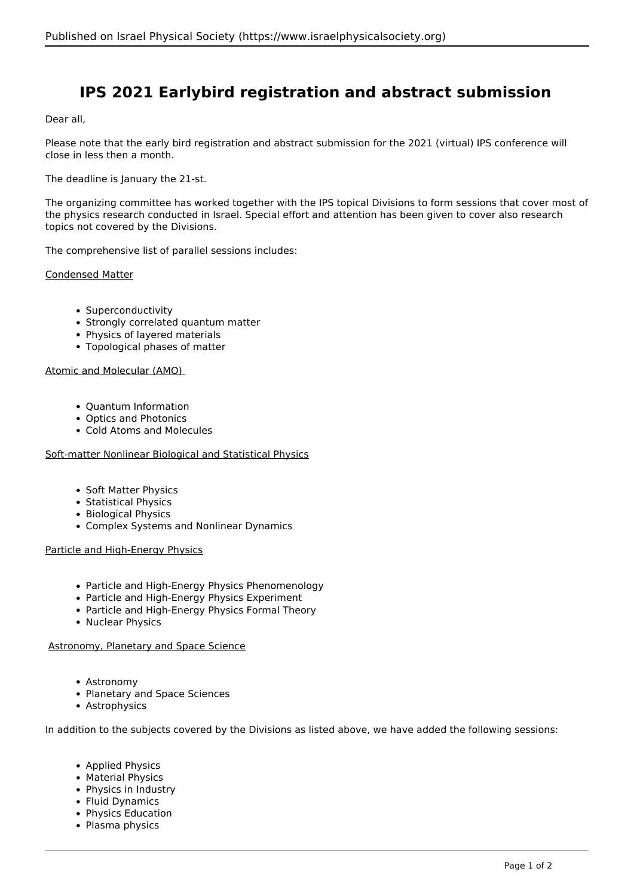# IPS 2021 Earlybird registration and abstract submission

Dear all,

Please note that the early bird registration and abstract submission for the 2021 (virtual) IPS conference will close in less then a month.

The deadline is January the 21-st.

The organizing committee has worked together with the IPS topical Divisions to form sessions that cover most of the physics research conducted in Israel. Special effort and attention has been given to cover also research topics not covered by the Divisions.

The comprehensive list of parallel sessions includes:

Condensed Matter

- Superconductivity
- Strongly correlated quantum matter
- Physics of layered materials
- Topological phases of matter

Atomic and Molecular (AMO)

- Quantum Information
- Optics and Photonics
- Cold Atoms and Molecules

Soft-matter Nonlinear Biological and Statistical Physics

- Soft Matter Physics
- Statistical Physics
- Biological Physics
- Complex Systems and Nonlinear Dynamics

Particle and High-Energy Physics

- Particle and High-Energy Physics Phenomenology
- Particle and High-Energy Physics Experiment
- Particle and High-Energy Physics Formal Theory
- Nuclear Physics

Astronomy, Planetary and Space Science

- Astronomy
- Planetary and Space Sciences
- Astrophysics

In addition to the subjects covered by the Divisions as listed above, we have added the following sessions:

- Applied Physics
- Material Physics
- Physics in Industry
- Fluid Dynamics
- Physics Education
- Plasma physics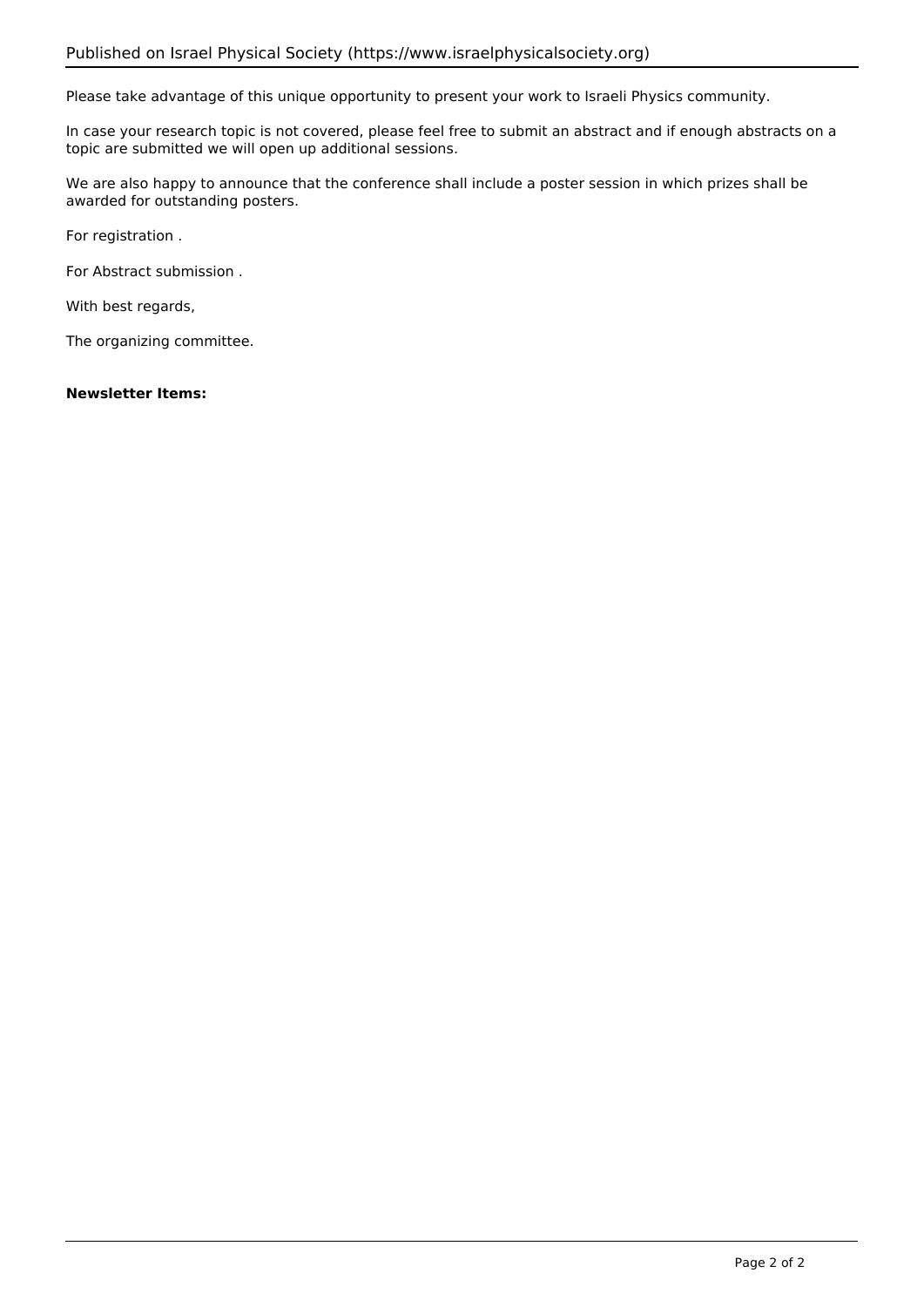Please take advantage of this unique opportunity to present your work to Israeli Physics community.

In case your research topic is not covered, please feel free to submit an abstract and if enough abstracts on a topic are submitted we will open up additional sessions.

We are also happy to announce that the conference shall include a poster session in which prizes shall be awarded for outstanding posters.

For registration .

For Abstract submission .

With best regards,

The organizing committee.

**Newsletter Items:**